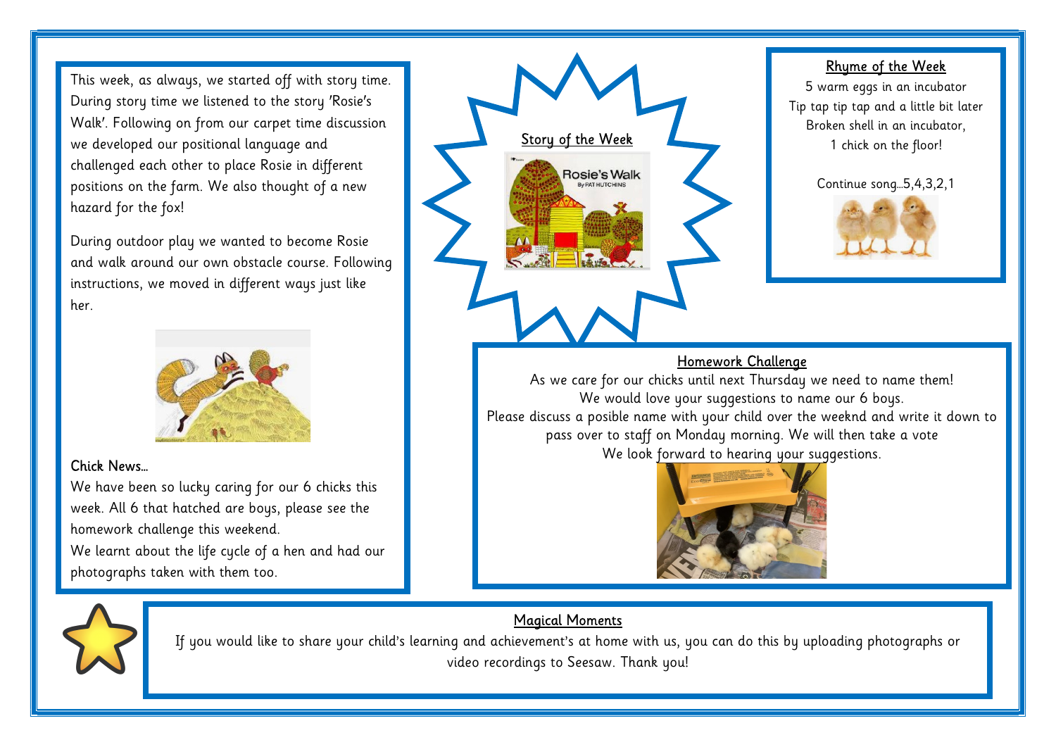This week, as always, we started off with story time. During story time we listened to the story 'Rosie's Walk'. Following on from our carpet time discussion we developed our positional language and challenged each other to place Rosie in different positions on the farm. We also thought of a new hazard for the fox!

During outdoor play we wanted to become Rosie and walk around our own obstacle course. Following instructions, we moved in different ways just like her.

## Chick News…

We have been so lucky caring for our 6 chicks this week. All 6 that hatched are boys, please see the homework challenge this weekend.

We learnt about the life cycle of a hen and had our photographs taken with them too.

## Story of the Week

Rosie's Walk
By PAT HUTCHINS

## Rhyme of the Week

5 warm eggs in an incubator
Tip tap tip tap and a little bit later
Broken shell in an incubator,
1 chick on the floor!

Continue song…5,4,3,2,1

## Homework Challenge

As we care for our chicks until next Thursday we need to name them!
We would love your suggestions to name our 6 boys.
Please discuss a posible name with your child over the weeknd and write it down to pass over to staff on Monday morning. We will then take a vote
We look forward to hearing your suggestions.

## Magical Moments

If you would like to share your child's learning and achievement's at home with us, you can do this by uploading photographs or video recordings to Seesaw. Thank you!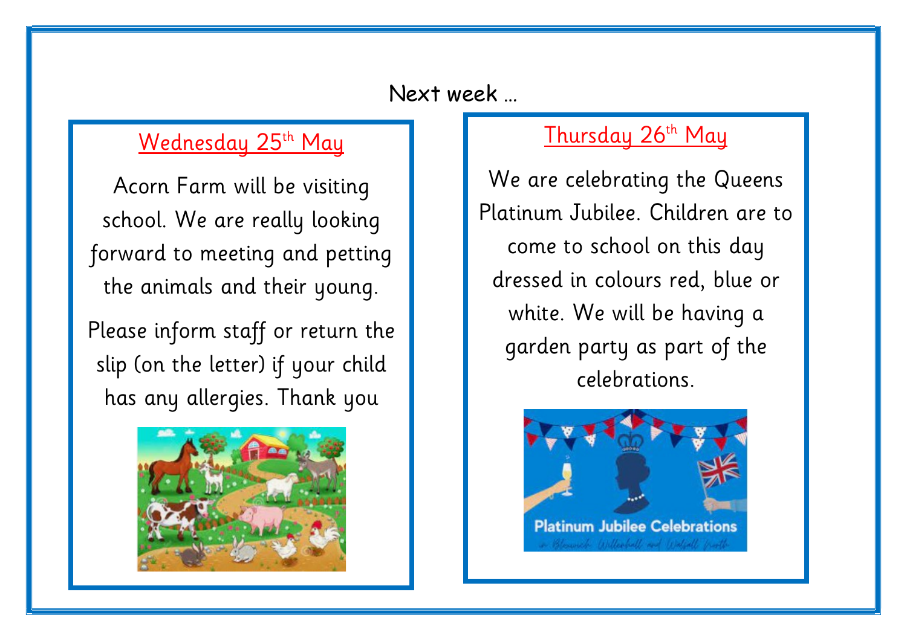Next week …

## Wednesday 25th May

Acorn Farm will be visiting school. We are really looking forward to meeting and petting the animals and their young.

Please inform staff or return the slip (on the letter) if your child has any allergies. Thank you

## Thursday 26th May

We are celebrating the Queens Platinum Jubilee. Children are to come to school on this day dressed in colours red, blue or white. We will be having a garden party as part of the celebrations.